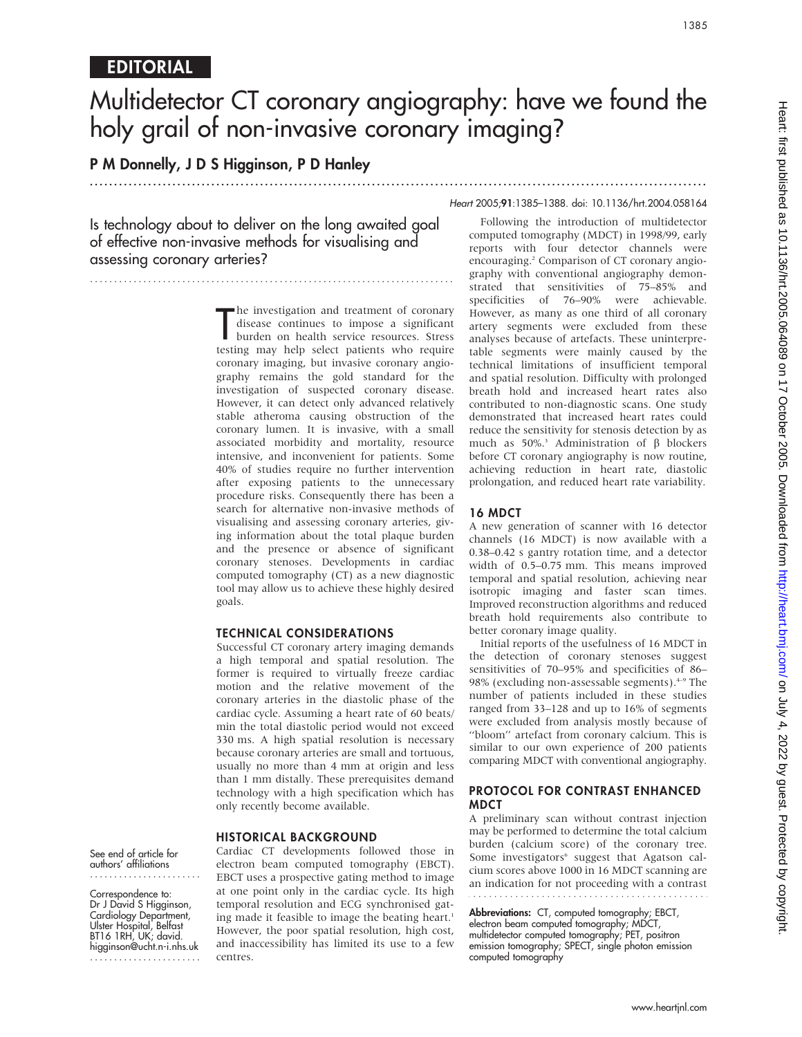# EDITORIAL

# Multidetector CT coronary angiography: have we found the holy grail of non-invasive coronary imaging?

**P M Donnelly, J D S Higginson, P D Hanley**

Heart 2005;91:1385–1388. doi: 10.1136/hrt.2004.058164

Is technology about to deliver on the long awaited goal of effective non-invasive methods for visualising and assessing coronary arteries?

See end of article for authors' affiliations

Correspondence to: Dr J David S Higginson, Cardiology Department, Ulster Hospital, Belfast BT16 1RH, UK; david.higginson@ucht.n-i.nhs.uk

The investigation and treatment of coronary disease continues to impose a significant burden on health service resources. Stress testing may help select patients who require coronary imaging, but invasive coronary angiography remains the gold standard for the investigation of suspected coronary disease. However, it can detect only advanced relatively stable atheroma causing obstruction of the coronary lumen. It is invasive, with a small associated morbidity and mortality, resource intensive, and inconvenient for patients. Some 40% of studies require no further intervention after exposing patients to the unnecessary procedure risks. Consequently there has been a search for alternative non-invasive methods of visualising and assessing coronary arteries, giving information about the total plaque burden and the presence or absence of significant coronary stenoses. Developments in cardiac computed tomography (CT) as a new diagnostic tool may allow us to achieve these highly desired goals.

## TECHNICAL CONSIDERATIONS

Successful CT coronary artery imaging demands a high temporal and spatial resolution. The former is required to virtually freeze cardiac motion and the relative movement of the coronary arteries in the diastolic phase of the cardiac cycle. Assuming a heart rate of 60 beats/min the total diastolic period would not exceed 330 ms. A high spatial resolution is necessary because coronary arteries are small and tortuous, usually no more than 4 mm at origin and less than 1 mm distally. These prerequisites demand technology with a high specification which has only recently become available.

## HISTORICAL BACKGROUND

Cardiac CT developments followed those in electron beam computed tomography (EBCT). EBCT uses a prospective gating method to image at one point only in the cardiac cycle. Its high temporal resolution and ECG synchronised gating made it feasible to image the beating heart.[1] However, the poor spatial resolution, high cost, and inaccessibility has limited its use to a few centres.

Following the introduction of multidetector computed tomography (MDCT) in 1998/99, early reports with four detector channels were encouraging.[2] Comparison of CT coronary angiography with conventional angiography demonstrated that sensitivities of 75–85% and specificities of 76–90% were achievable. However, as many as one third of all coronary artery segments were excluded from these analyses because of artefacts. These uninterpretable segments were mainly caused by the technical limitations of insufficient temporal and spatial resolution. Difficulty with prolonged breath hold and increased heart rates also contributed to non-diagnostic scans. One study demonstrated that increased heart rates could reduce the sensitivity for stenosis detection by as much as 50%.[3] Administration of β blockers before CT coronary angiography is now routine, achieving reduction in heart rate, diastolic prolongation, and reduced heart rate variability.

## 16 MDCT

A new generation of scanner with 16 detector channels (16 MDCT) is now available with a 0.38–0.42 s gantry rotation time, and a detector width of 0.5–0.75 mm. This means improved temporal and spatial resolution, achieving near isotropic imaging and faster scan times. Improved reconstruction algorithms and reduced breath hold requirements also contribute to better coronary image quality.

Initial reports of the usefulness of 16 MDCT in the detection of coronary stenoses suggest sensitivities of 70–95% and specificities of 86–98% (excluding non-assessable segments).[4–9] The number of patients included in these studies ranged from 33–128 and up to 16% of segments were excluded from analysis mostly because of "bloom" artefact from coronary calcium. This is similar to our own experience of 200 patients comparing MDCT with conventional angiography.

## PROTOCOL FOR CONTRAST ENHANCED MDCT

A preliminary scan without contrast injection may be performed to determine the total calcium burden (calcium score) of the coronary tree. Some investigators[6] suggest that Agatson calcium scores above 1000 in 16 MDCT scanning are an indication for not proceeding with a contrast

**Abbreviations:** CT, computed tomography; EBCT, electron beam computed tomography; MDCT, multidetector computed tomography; PET, positron emission tomography; SPECT, single photon emission computed tomography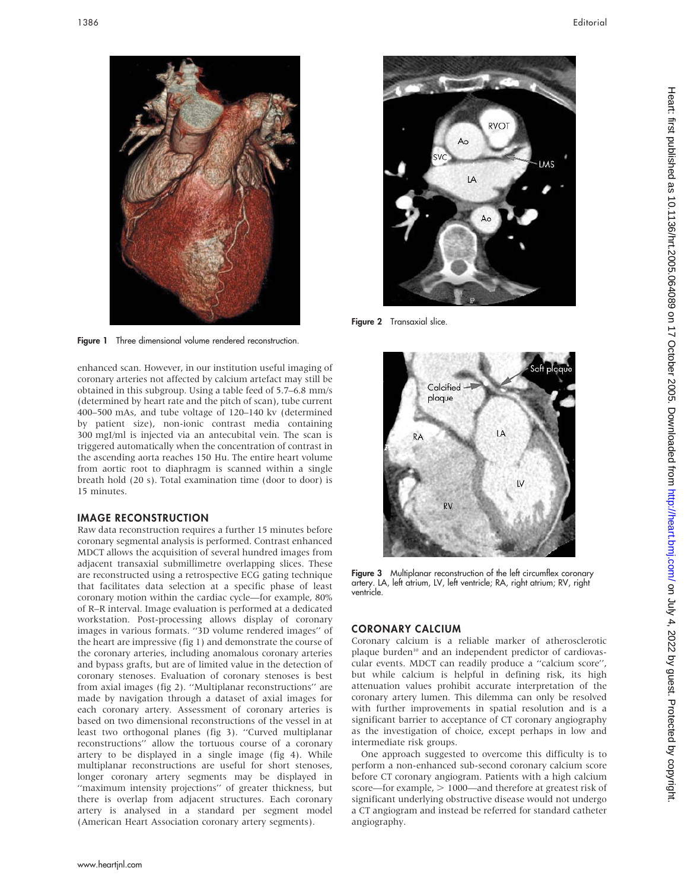enhanced scan. However, in our institution useful imaging of coronary arteries not affected by calcium artefact may still be obtained in this subgroup. Using a table feed of 5.7–6.8 mm/s (determined by heart rate and the pitch of scan), tube current 400–500 mAs, and tube voltage of 120–140 kv (determined by patient size), non-ionic contrast media containing 300 mgI/ml is injected via an antecubital vein. The scan is triggered automatically when the concentration of contrast in the ascending aorta reaches 150 Hu. The entire heart volume from aortic root to diaphragm is scanned within a single breath hold (20 s). Total examination time (door to door) is 15 minutes.

Figure 1 Three dimensional volume rendered reconstruction.

Figure 2 Transaxial slice.

Figure 3 Multiplanar reconstruction of the left circumflex coronary artery. LA, left atrium, LV, left ventricle; RA, right atrium; RV, right ventricle.

## IMAGE RECONSTRUCTION

Raw data reconstruction requires a further 15 minutes before coronary segmental analysis is performed. Contrast enhanced MDCT allows the acquisition of several hundred images from adjacent transaxial submillimetre overlapping slices. These are reconstructed using a retrospective ECG gating technique that facilitates data selection at a specific phase of least coronary motion within the cardiac cycle—for example, 80% of R–R interval. Image evaluation is performed at a dedicated workstation. Post-processing allows display of coronary images in various formats. ''3D volume rendered images'' of the heart are impressive (fig 1) and demonstrate the course of the coronary arteries, including anomalous coronary arteries and bypass grafts, but are of limited value in the detection of coronary stenoses. Evaluation of coronary stenoses is best from axial images (fig 2). ''Multiplanar reconstructions'' are made by navigation through a dataset of axial images for each coronary artery. Assessment of coronary arteries is based on two dimensional reconstructions of the vessel in at least two orthogonal planes (fig 3). ''Curved multiplanar reconstructions'' allow the tortuous course of a coronary artery to be displayed in a single image (fig 4). While multiplanar reconstructions are useful for short stenoses, longer coronary artery segments may be displayed in ''maximum intensity projections'' of greater thickness, but there is overlap from adjacent structures. Each coronary artery is analysed in a standard per segment model (American Heart Association coronary artery segments).

## CORONARY CALCIUM

Coronary calcium is a reliable marker of atherosclerotic plaque burden[10] and an independent predictor of cardiovascular events. MDCT can readily produce a ''calcium score'', but while calcium is helpful in defining risk, its high attenuation values prohibit accurate interpretation of the coronary artery lumen. This dilemma can only be resolved with further improvements in spatial resolution and is a significant barrier to acceptance of CT coronary angiography as the investigation of choice, except perhaps in low and intermediate risk groups.

One approach suggested to overcome this difficulty is to perform a non-enhanced sub-second coronary calcium score before CT coronary angiogram. Patients with a high calcium score—for example, > 1000—and therefore at greatest risk of significant underlying obstructive disease would not undergo a CT angiogram and instead be referred for standard catheter angiography.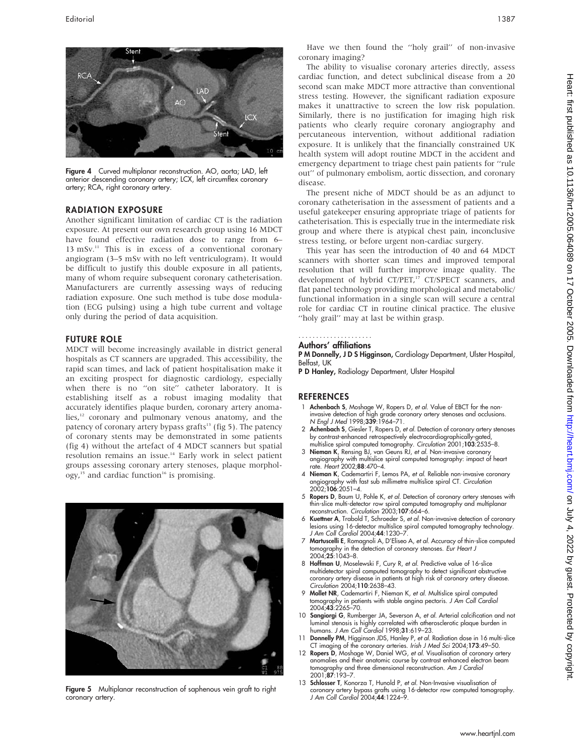Figure 4 Curved multiplanar reconstruction. AO, aorta; LAD, left anterior descending coronary artery; LCX, left circumflex coronary artery; RCA, right coronary artery.

## RADIATION EXPOSURE

Another significant limitation of cardiac CT is the radiation exposure. At present our own research group using 16 MDCT have found effective radiation dose to range from 6–13 mSv.[11] This is in excess of a conventional coronary angiogram (3–5 mSv with no left ventriculogram). It would be difficult to justify this double exposure in all patients, many of whom require subsequent coronary catheterisation. Manufacturers are currently assessing ways of reducing radiation exposure. One such method is tube dose modulation (ECG pulsing) using a high tube current and voltage only during the period of data acquisition.

## FUTURE ROLE

MDCT will become increasingly available in district general hospitals as CT scanners are upgraded. This accessibility, the rapid scan times, and lack of patient hospitalisation make it an exciting prospect for diagnostic cardiology, especially when there is no "on site" catheter laboratory. It is establishing itself as a robust imaging modality that accurately identifies plaque burden, coronary artery anomalies,[12] coronary and pulmonary venous anatomy, and the patency of coronary artery bypass grafts[13] (fig 5). The patency of coronary stents may be demonstrated in some patients (fig 4) without the artefact of 4 MDCT scanners but spatial resolution remains an issue.[14] Early work in select patient groups assessing coronary artery stenoses, plaque morphology,[15] and cardiac function[16] is promising.

Figure 5 Multiplanar reconstruction of saphenous vein graft to right coronary artery.

Have we then found the "holy grail" of non-invasive coronary imaging?

The ability to visualise coronary arteries directly, assess cardiac function, and detect subclinical disease from a 20 second scan make MDCT more attractive than conventional stress testing. However, the significant radiation exposure makes it unattractive to screen the low risk population. Similarly, there is no justification for imaging high risk patients who clearly require coronary angiography and percutaneous intervention, without additional radiation exposure. It is unlikely that the financially constrained UK health system will adopt routine MDCT in the accident and emergency department to triage chest pain patients for "rule out" of pulmonary embolism, aortic dissection, and coronary disease.

The present niche of MDCT should be as an adjunct to coronary catheterisation in the assessment of patients and a useful gatekeeper ensuring appropriate triage of patients for catheterisation. This is especially true in the intermediate risk group and where there is atypical chest pain, inconclusive stress testing, or before urgent non-cardiac surgery.

This year has seen the introduction of 40 and 64 MDCT scanners with shorter scan times and improved temporal resolution that will further improve image quality. The development of hybrid CT/PET,[17] CT/SPECT scanners, and flat panel technology providing morphological and metabolic/functional information in a single scan will secure a central role for cardiac CT in routine clinical practice. The elusive "holy grail" may at last be within grasp.

### Authors' affiliations

**P M Donnelly, J D S Higginson,** Cardiology Department, Ulster Hospital, Belfast, UK

**P D Hanley,** Radiology Department, Ulster Hospital

## REFERENCES

1. **Achenbach S**, Moshage W, Ropers D, *et al.* Value of EBCT for the non-invasive detection of high grade coronary artery stenoses and occlusions. *N Engl J Med* 1998;**339**:1964–71.
2. **Achenbach S**, Giesler T, Ropers D, *et al.* Detection of coronary artery stenoses by contrast-enhanced retrospectively electrocardiographically-gated, multislice spiral computed tomography. *Circulation* 2001;**103**:2535–8.
3. **Nieman K**, Rensing BJ, van Geuns RJ, *et al.* Non-invasive coronary angiography with multislice spiral computed tomography: impact of heart rate. *Heart* 2002;**88**:470–4.
4. **Nieman K**, Cademartiri F, Lemos PA, *et al.* Reliable non-invasive coronary angiography with fast sub millimetre multislice spiral CT. *Circulation* 2002;**106**:2051–4.
5. **Ropers D**, Baum U, Pohle K, *et al.* Detection of coronary artery stenoses with thin-slice multi-detector row spiral computed tomography and multiplanar reconstruction. *Circulation* 2003;**107**:664–6.
6. **Kuettner A**, Trabold T, Schroeder S, *et al.* Non-invasive detection of coronary lesions using 16-detector multislice spiral computed tomography technology. *J Am Coll Cardiol* 2004;**44**:1230–7.
7. **Martuscelli E**, Romagnoli A, D'Eliseo A, *et al.* Accuracy of thin-slice computed tomography in the detection of coronary stenoses. *Eur Heart J* 2004;**25**:1043–8.
8. **Hoffman U**, Moselewski F, Cury R, *et al.* Predictive value of 16-slice multidetector spiral computed tomography to detect significant obstructive coronary artery disease in patients at high risk of coronary artery disease. *Circulation* 2004;**110**:2638–43.
9. **Mollet NR**, Cademartiri F, Nieman K, *et al.* Multislice spiral computed tomography in patients with stable angina pectoris. *J Am Coll Cardiol* 2004;**43**:2265–70.
10. **Sangiorgi G**, Rumberger JA, Severson A, *et al.* Arterial calcification and not luminal stenosis is highly correlated with atherosclerotic plaque burden in humans. *J Am Coll Cardiol* 1998;**31**:619–23.
11. **Donnelly PM**, Higginson JDS, Hanley P, *et al.* Radiation dose in 16 multi-slice CT imaging of the coronary arteries. *Irish J Med Sci* 2004;**173**:49–50.
12. **Ropers D**, Moshage W, Daniel WG, *et al.* Visualisation of coronary artery anomalies and their anatomic course by contrast enhanced electron beam tomography and three dimensional reconstruction. *Am J Cardiol* 2001;**87**:193–7.
13. **Schlosser T**, Konorza T, Hunold P, *et al.* Non-Invasive visualisation of coronary artery bypass grafts using 16-detector row computed tomography. *J Am Coll Cardiol* 2004;**44**:1224–9.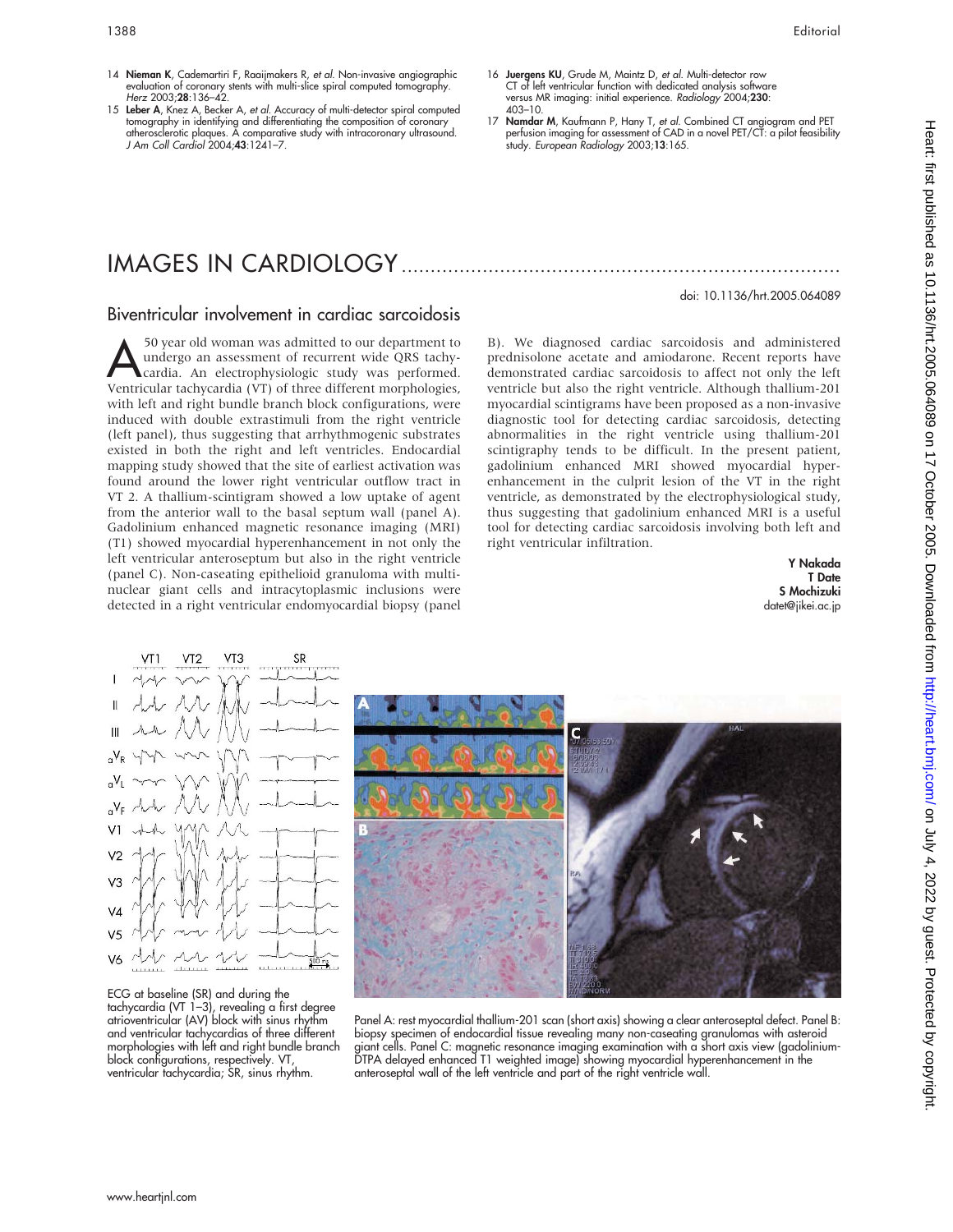14 **Nieman K**, Cademartiri F, Raaijmakers R, *et al.* Non-invasive angiographic evaluation of coronary stents with multi-slice spiral computed tomography. *Herz* 2003;**28**:136–42.

15 **Leber A**, Knez A, Becker A, *et al.* Accuracy of multi-detector spiral computed tomography in identifying and differentiating the composition of coronary atherosclerotic plaques. A comparative study with intracoronary ultrasound. *J Am Coll Cardiol* 2004;**43**:1241–7.

16 **Juergens KU**, Grude M, Maintz D, *et al.* Multi-detector row CT of left ventricular function with dedicated analysis software versus MR imaging: initial experience. *Radiology* 2004;**230**:403–10.

17 **Namdar M**, Kaufmann P, Hany T, *et al.* Combined CT angiogram and PET perfusion imaging for assessment of CAD in a novel PET/CT: a pilot feasibility study. *European Radiology* 2003;**13**:165.

# IMAGES IN CARDIOLOGY

doi: 10.1136/hrt.2005.064089

## Biventricular involvement in cardiac sarcoidosis

A 50 year old woman was admitted to our department to undergo an assessment of recurrent wide QRS tachycardia. An electrophysiologic study was performed. Ventricular tachycardia (VT) of three different morphologies, with left and right bundle branch block configurations, were induced with double extrastimuli from the right ventricle (left panel), thus suggesting that arrhythmogenic substrates existed in both the right and left ventricles. Endocardial mapping study showed that the site of earliest activation was found around the lower right ventricular outflow tract in VT 2. A thallium-scintigram showed a low uptake of agent from the anterior wall to the basal septum wall (panel A). Gadolinium enhanced magnetic resonance imaging (MRI) (T1) showed myocardial hyperenhancement in not only the left ventricular anteroseptum but also in the right ventricle (panel C). Non-caseating epithelioid granuloma with multinuclear giant cells and intracytoplasmic inclusions were detected in a right ventricular endomyocardial biopsy (panel B). We diagnosed cardiac sarcoidosis and administered prednisolone acetate and amiodarone. Recent reports have demonstrated cardiac sarcoidosis to affect not only the left ventricle but also the right ventricle. Although thallium-201 myocardial scintigrams have been proposed as a non-invasive diagnostic tool for detecting cardiac sarcoidosis, detecting abnormalities in the right ventricle using thallium-201 scintigraphy tends to be difficult. In the present patient, gadolinium enhanced MRI showed myocardial hyperenhancement in the culprit lesion of the VT in the right ventricle, as demonstrated by the electrophysiological study, thus suggesting that gadolinium enhanced MRI is a useful tool for detecting cardiac sarcoidosis involving both left and right ventricular infiltration.

**Y Nakada**
**T Date**
**S Mochizuki**
datet@jikei.ac.jp

ECG at baseline (SR) and during the tachycardia (VT 1–3), revealing a first degree atrioventricular (AV) block with sinus rhythm and ventricular tachycardias of three different morphologies with left and right bundle branch block configurations, respectively. VT, ventricular tachycardia; SR, sinus rhythm.

Panel A: rest myocardial thallium-201 scan (short axis) showing a clear anteroseptal defect. Panel B: biopsy specimen of endocardial tissue revealing many non-caseating granulomas with asteroid giant cells. Panel C: magnetic resonance imaging examination with a short axis view (gadolinium-DTPA delayed enhanced T1 weighted image) showing myocardial hyperenhancement in the anteroseptal wall of the left ventricle and part of the right ventricle wall.